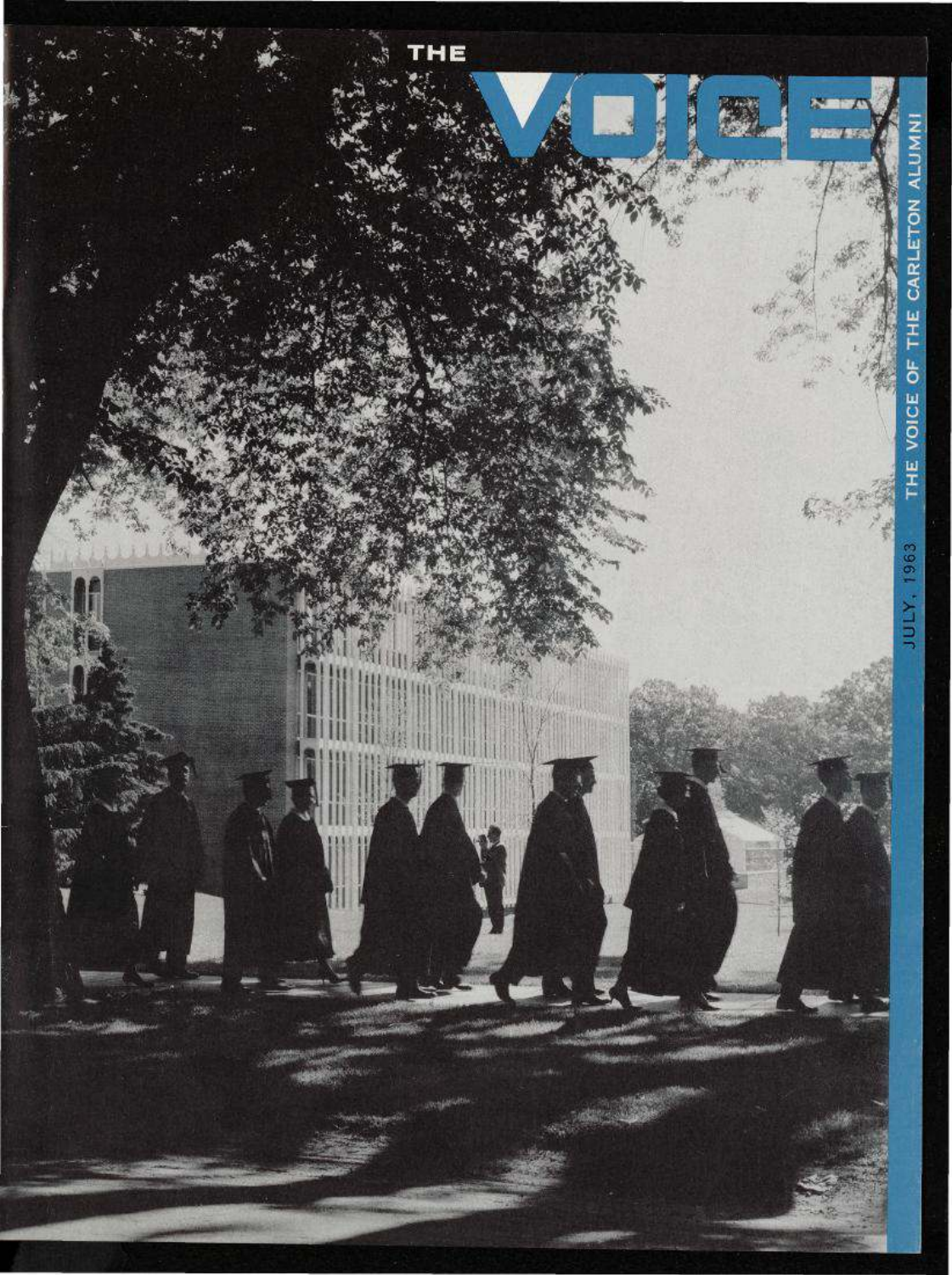# THE VOICE

THE VOICE OF THE CARLETON ALUMNI

JULY, 1963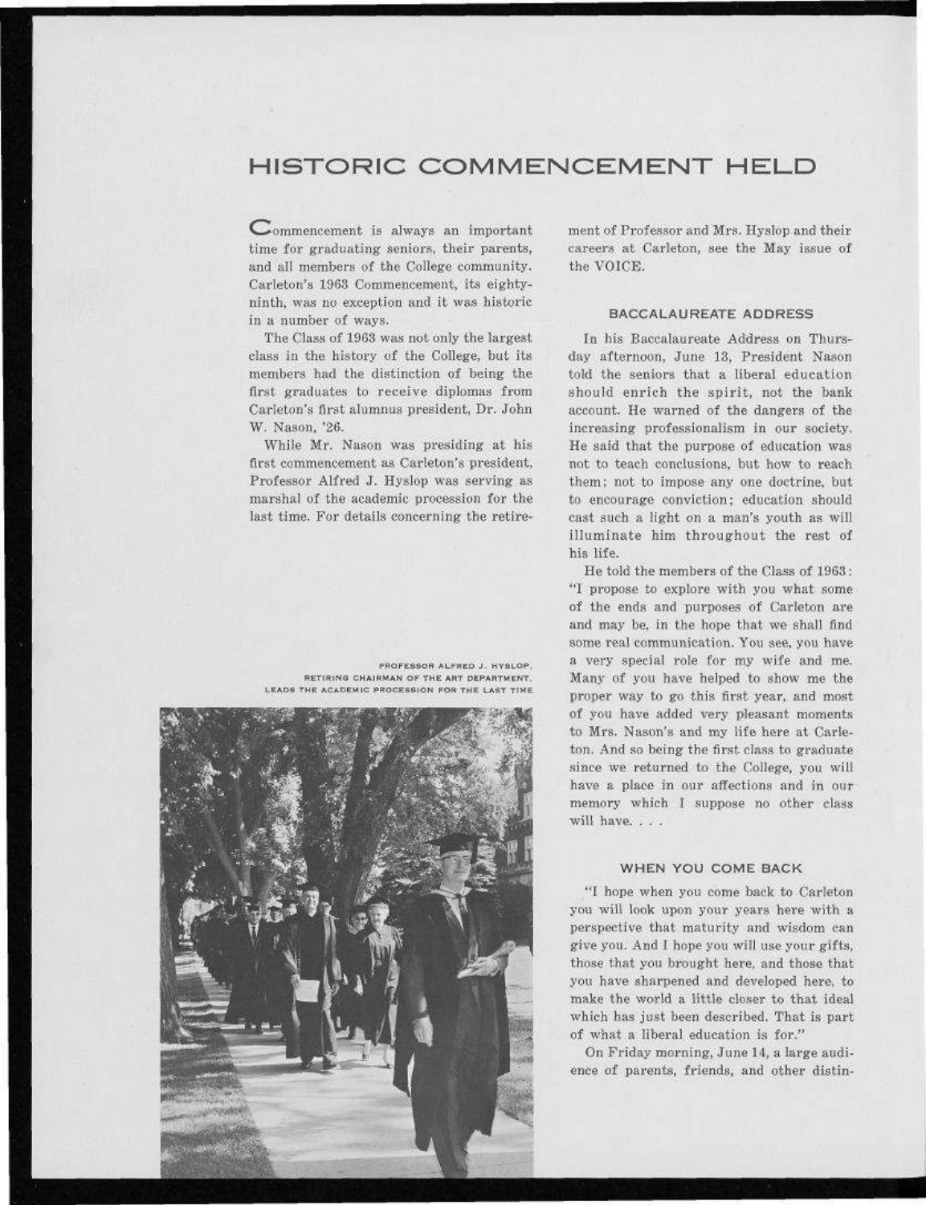# HISTORIC COMMENCEMENT HELD

Commencement is always an important time for graduating seniors, their parents, and all members of the College community. Carleton's 1963 Commencement, its eighty-ninth, was no exception and it was historic in a number of ways.

The Class of 1963 was not only the largest class in the history of the College, but its members had the distinction of being the first graduates to receive diplomas from Carleton's first alumnus president, Dr. John W. Nason, '26.

While Mr. Nason was presiding at his first commencement as Carleton's president, Professor Alfred J. Hyslop was serving as marshal of the academic procession for the last time. For details concerning the retirement of Professor and Mrs. Hyslop and their careers at Carleton, see the May issue of the VOICE.

PROFESSOR ALFRED J. HYSLOP, RETIRING CHAIRMAN OF THE ART DEPARTMENT, LEADS THE ACADEMIC PROCESSION FOR THE LAST TIME

### BACCALAUREATE ADDRESS

In his Baccalaureate Address on Thursday afternoon, June 13, President Nason told the seniors that a liberal education should enrich the spirit, not the bank account. He warned of the dangers of the increasing professionalism in our society. He said that the purpose of education was not to teach conclusions, but how to reach them; not to impose any one doctrine, but to encourage conviction; education should cast such a light on a man's youth as will illuminate him throughout the rest of his life.

He told the members of the Class of 1963: "I propose to explore with you what some of the ends and purposes of Carleton are and may be, in the hope that we shall find some real communication. You see, you have a very special role for my wife and me. Many of you have helped to show me the proper way to go this first year, and most of you have added very pleasant moments to Mrs. Nason's and my life here at Carleton. And so being the first class to graduate since we returned to the College, you will have a place in our affections and in our memory which I suppose no other class will have. . . .

### WHEN YOU COME BACK

"I hope when you come back to Carleton you will look upon your years here with a perspective that maturity and wisdom can give you. And I hope you will use your gifts, those that you brought here, and those that you have sharpened and developed here, to make the world a little closer to that ideal which has just been described. That is part of what a liberal education is for."

On Friday morning, June 14, a large audience of parents, friends, and other distin-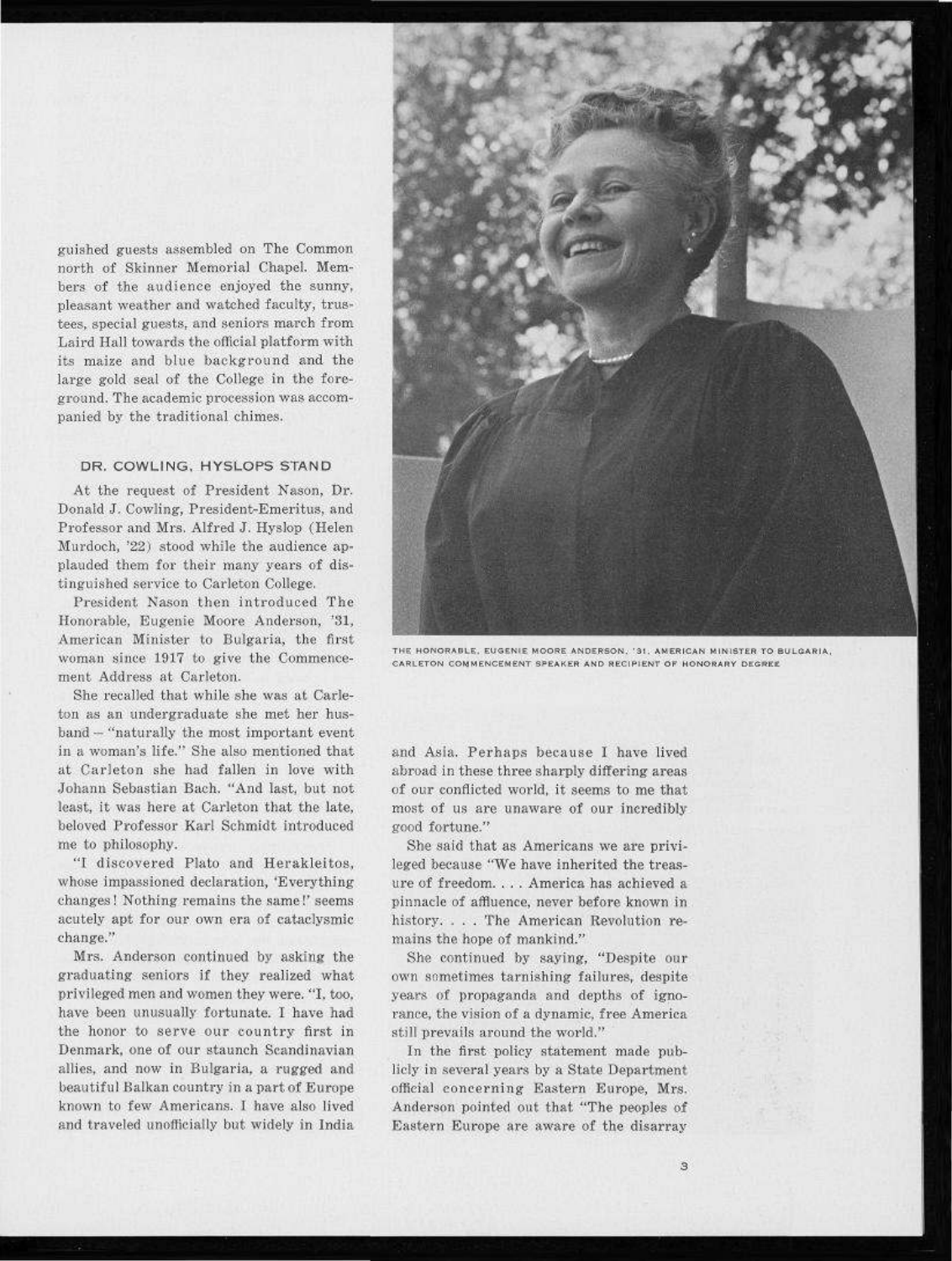guished guests assembled on The Common north of Skinner Memorial Chapel. Members of the audience enjoyed the sunny, pleasant weather and watched faculty, trustees, special guests, and seniors march from Laird Hall towards the official platform with its maize and blue background and the large gold seal of the College in the foreground. The academic procession was accompanied by the traditional chimes.

### DR. COWLING, HYSLOPS STAND

At the request of President Nason, Dr. Donald J. Cowling, President-Emeritus, and Professor and Mrs. Alfred J. Hyslop (Helen Murdoch, '22) stood while the audience applauded them for their many years of distinguished service to Carleton College.

President Nason then introduced The Honorable, Eugenie Moore Anderson, '31, American Minister to Bulgaria, the first woman since 1917 to give the Commencement Address at Carleton.

She recalled that while she was at Carleton as an undergraduate she met her husband – "naturally the most important event in a woman's life." She also mentioned that at Carleton she had fallen in love with Johann Sebastian Bach. "And last, but not least, it was here at Carleton that the late, beloved Professor Karl Schmidt introduced me to philosophy.

"I discovered Plato and Herakleitos, whose impassioned declaration, 'Everything changes! Nothing remains the same!' seems acutely apt for our own era of cataclysmic change."

Mrs. Anderson continued by asking the graduating seniors if they realized what privileged men and women they were. "I, too, have been unusually fortunate. I have had the honor to serve our country first in Denmark, one of our staunch Scandinavian allies, and now in Bulgaria, a rugged and beautiful Balkan country in a part of Europe known to few Americans. I have also lived and traveled unofficially but widely in India and Asia. Perhaps because I have lived abroad in these three sharply differing areas of our conflicted world, it seems to me that most of us are unaware of our incredibly good fortune."

THE HONORABLE, EUGENIE MOORE ANDERSON, '31, AMERICAN MINISTER TO BULGARIA, CARLETON COMMENCEMENT SPEAKER AND RECIPIENT OF HONORARY DEGREE

She said that as Americans we are privileged because "We have inherited the treasure of freedom. . . . America has achieved a pinnacle of affluence, never before known in history. . . . The American Revolution remains the hope of mankind."

She continued by saying, "Despite our own sometimes tarnishing failures, despite years of propaganda and depths of ignorance, the vision of a dynamic, free America still prevails around the world."

In the first policy statement made publicly in several years by a State Department official concerning Eastern Europe, Mrs. Anderson pointed out that "The peoples of Eastern Europe are aware of the disarray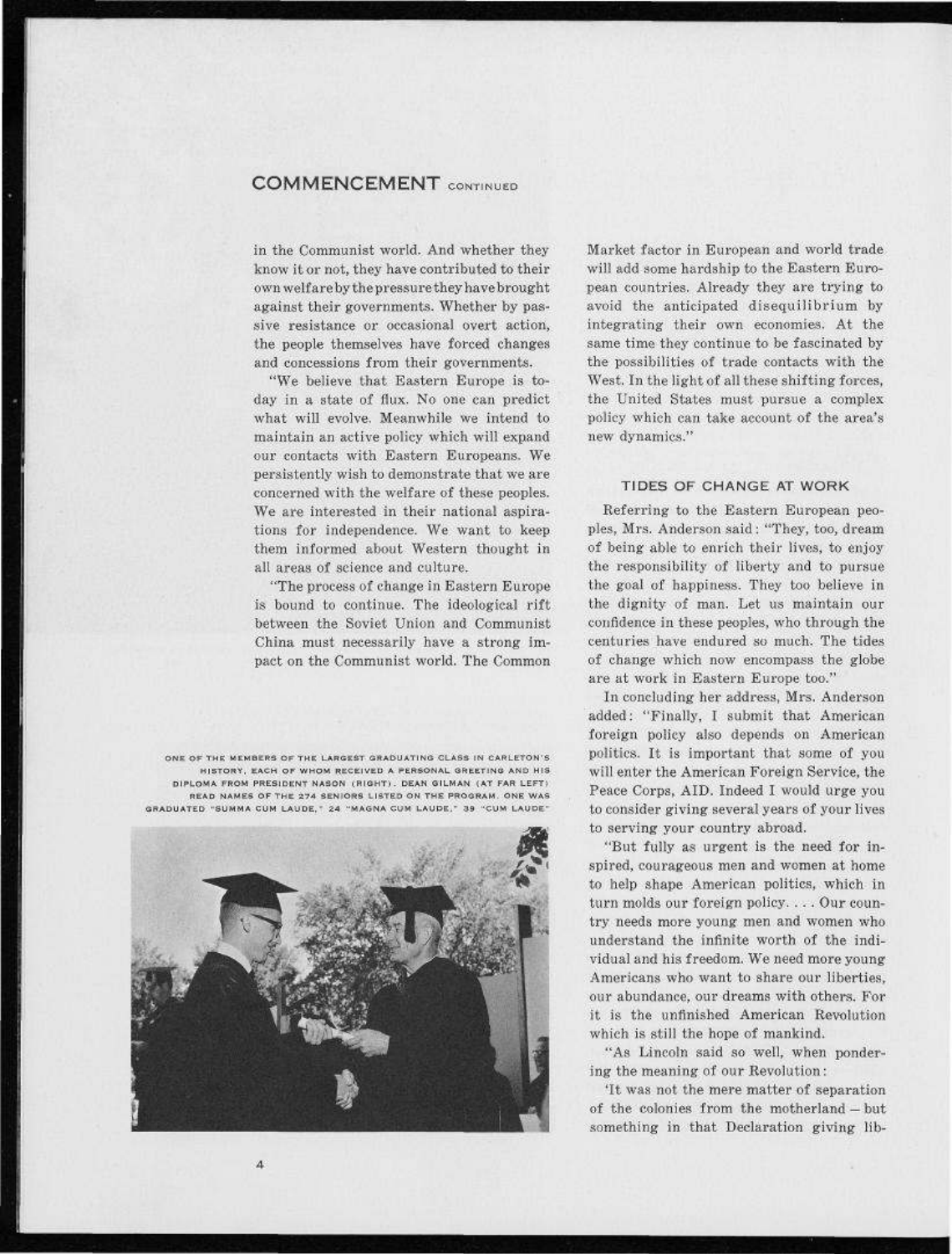## COMMENCEMENT CONTINUED

in the Communist world. And whether they know it or not, they have contributed to their own welfare by the pressure they have brought against their governments. Whether by passive resistance or occasional overt action, the people themselves have forced changes and concessions from their governments.

"We believe that Eastern Europe is today in a state of flux. No one can predict what will evolve. Meanwhile we intend to maintain an active policy which will expand our contacts with Eastern Europeans. We persistently wish to demonstrate that we are concerned with the welfare of these peoples. We are interested in their national aspirations for independence. We want to keep them informed about Western thought in all areas of science and culture.

"The process of change in Eastern Europe is bound to continue. The ideological rift between the Soviet Union and Communist China must necessarily have a strong impact on the Communist world. The Common Market factor in European and world trade will add some hardship to the Eastern European countries. Already they are trying to avoid the anticipated disequilibrium by integrating their own economies. At the same time they continue to be fascinated by the possibilities of trade contacts with the West. In the light of all these shifting forces, the United States must pursue a complex policy which can take account of the area's new dynamics."

ONE OF THE MEMBERS OF THE LARGEST GRADUATING CLASS IN CARLETON'S HISTORY, EACH OF WHOM RECEIVED A PERSONAL GREETING AND HIS DIPLOMA FROM PRESIDENT NASON (RIGHT). DEAN GILMAN (AT FAR LEFT) READ NAMES OF THE 274 SENIORS LISTED ON THE PROGRAM. ONE WAS GRADUATED "SUMMA CUM LAUDE," 24 "MAGNA CUM LAUDE," 39 "CUM LAUDE"

### TIDES OF CHANGE AT WORK

Referring to the Eastern European peoples, Mrs. Anderson said: "They, too, dream of being able to enrich their lives, to enjoy the responsibility of liberty and to pursue the goal of happiness. They too believe in the dignity of man. Let us maintain our confidence in these peoples, who through the centuries have endured so much. The tides of change which now encompass the globe are at work in Eastern Europe too."

In concluding her address, Mrs. Anderson added: "Finally, I submit that American foreign policy also depends on American politics. It is important that some of you will enter the American Foreign Service, the Peace Corps, AID. Indeed I would urge you to consider giving several years of your lives to serving your country abroad.

"But fully as urgent is the need for inspired, courageous men and women at home to help shape American politics, which in turn molds our foreign policy. . . . Our country needs more young men and women who understand the infinite worth of the individual and his freedom. We need more young Americans who want to share our liberties, our abundance, our dreams with others. For it is the unfinished American Revolution which is still the hope of mankind.

"As Lincoln said so well, when pondering the meaning of our Revolution:

'It was not the mere matter of separation of the colonies from the motherland – but something in that Declaration giving lib-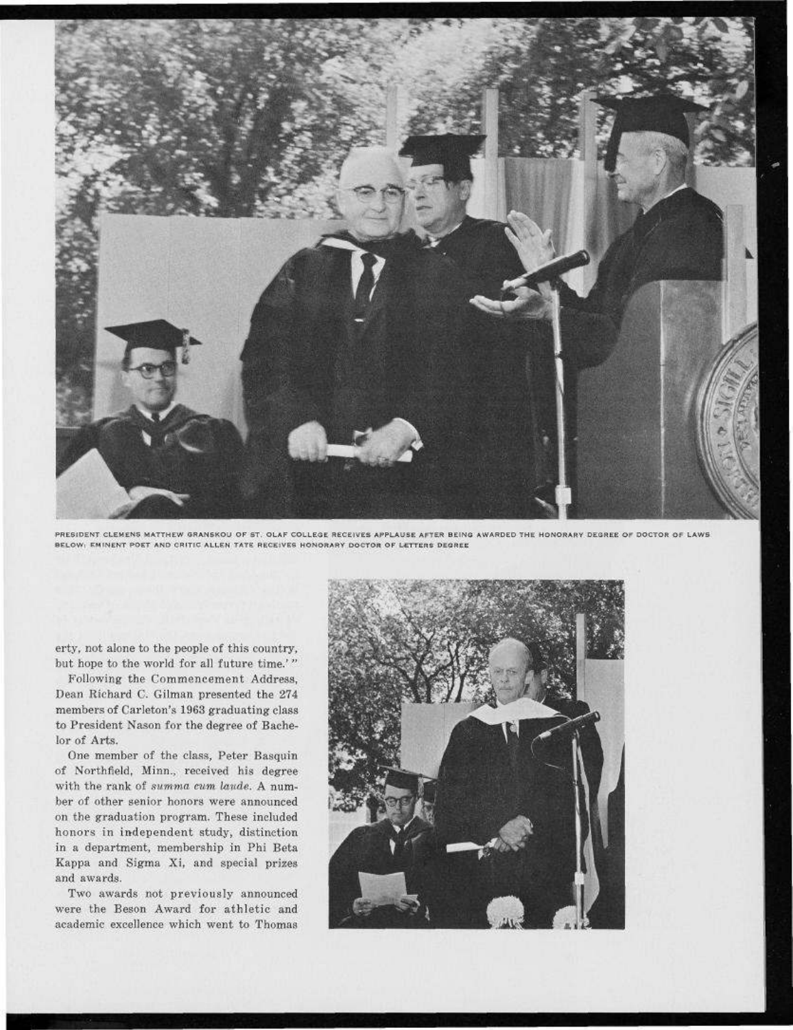PRESIDENT CLEMENS MATTHEW GRANSKOU OF ST. OLAF COLLEGE RECEIVES APPLAUSE AFTER BEING AWARDED THE HONORARY DEGREE OF DOCTOR OF LAWS
BELOW: EMINENT POET AND CRITIC ALLEN TATE RECEIVES HONORARY DOCTOR OF LETTERS DEGREE

erty, not alone to the people of this country, but hope to the world for all future time.'"

Following the Commencement Address, Dean Richard C. Gilman presented the 274 members of Carleton's 1963 graduating class to President Nason for the degree of Bachelor of Arts.

One member of the class, Peter Basquin of Northfield, Minn., received his degree with the rank of *summa cum laude*. A number of other senior honors were announced on the graduation program. These included honors in independent study, distinction in a department, membership in Phi Beta Kappa and Sigma Xi, and special prizes and awards.

Two awards not previously announced were the Beson Award for athletic and academic excellence which went to Thomas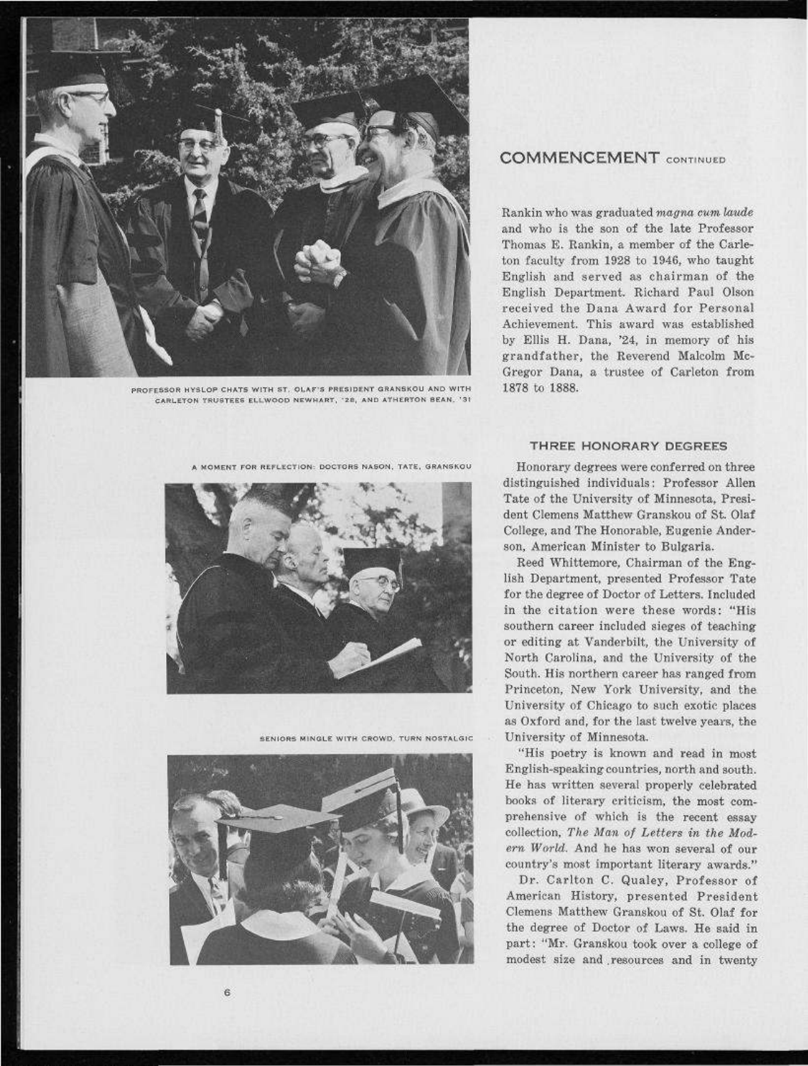PROFESSOR HYSLOP CHATS WITH ST. OLAF'S PRESIDENT GRANSKOU AND WITH CARLETON TRUSTEES ELLWOOD NEWHART, '28, AND ATHERTON BEAN, '31

A MOMENT FOR REFLECTION: DOCTORS NASON, TATE, GRANSKOU

SENIORS MINGLE WITH CROWD, TURN NOSTALGIC

## COMMENCEMENT CONTINUED

Rankin who was graduated *magna cum laude* and who is the son of the late Professor Thomas E. Rankin, a member of the Carleton faculty from 1928 to 1946, who taught English and served as chairman of the English Department. Richard Paul Olson received the Dana Award for Personal Achievement. This award was established by Ellis H. Dana, '24, in memory of his grandfather, the Reverend Malcolm McGregor Dana, a trustee of Carleton from 1878 to 1888.

### THREE HONORARY DEGREES

Honorary degrees were conferred on three distinguished individuals: Professor Allen Tate of the University of Minnesota, President Clemens Matthew Granskou of St. Olaf College, and The Honorable, Eugenie Anderson, American Minister to Bulgaria.

Reed Whittemore, Chairman of the English Department, presented Professor Tate for the degree of Doctor of Letters. Included in the citation were these words: "His southern career included sieges of teaching or editing at Vanderbilt, the University of North Carolina, and the University of the South. His northern career has ranged from Princeton, New York University, and the University of Chicago to such exotic places as Oxford and, for the last twelve years, the University of Minnesota.

"His poetry is known and read in most English-speaking countries, north and south. He has written several properly celebrated books of literary criticism, the most comprehensive of which is the recent essay collection, *The Man of Letters in the Modern World.* And he has won several of our country's most important literary awards."

Dr. Carlton C. Qualey, Professor of American History, presented President Clemens Matthew Granskou of St. Olaf for the degree of Doctor of Laws. He said in part: "Mr. Granskou took over a college of modest size and resources and in twenty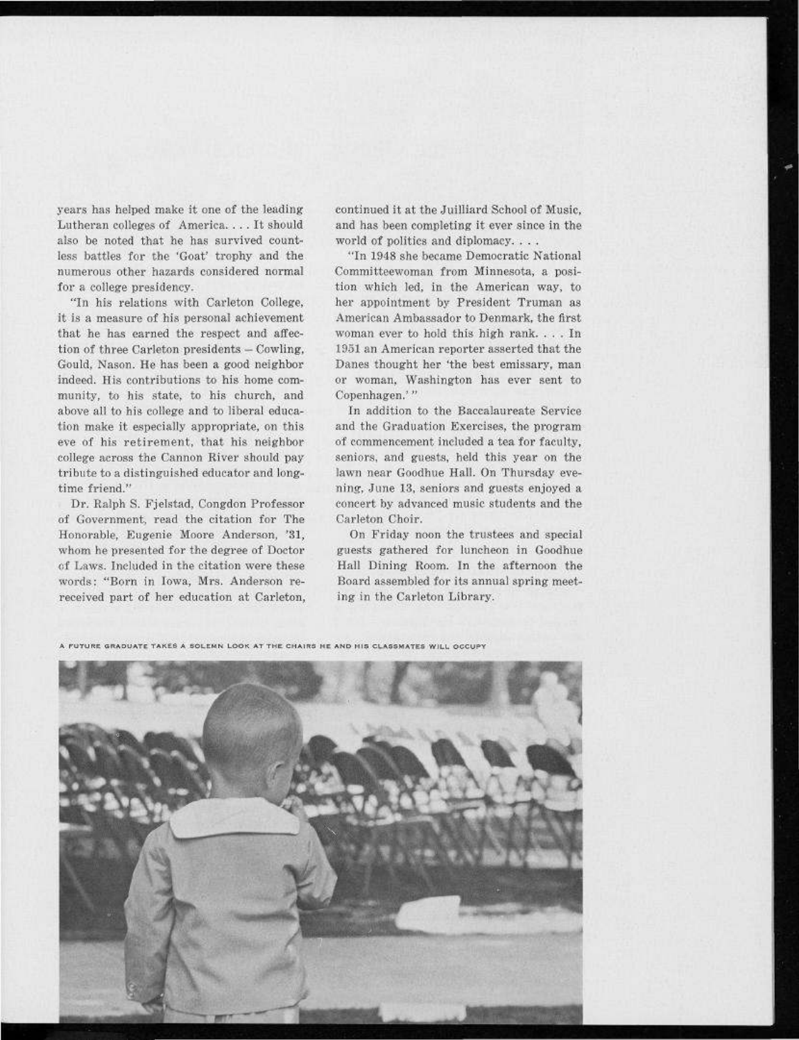years has helped make it one of the leading Lutheran colleges of America. . . . It should also be noted that he has survived countless battles for the 'Goat' trophy and the numerous other hazards considered normal for a college presidency.

"In his relations with Carleton College, it is a measure of his personal achievement that he has earned the respect and affection of three Carleton presidents – Cowling, Gould, Nason. He has been a good neighbor indeed. His contributions to his home community, to his state, to his church, and above all to his college and to liberal education make it especially appropriate, on this eve of his retirement, that his neighbor college across the Cannon River should pay tribute to a distinguished educator and longtime friend."

Dr. Ralph S. Fjelstad, Congdon Professor of Government, read the citation for The Honorable, Eugenie Moore Anderson, '31, whom he presented for the degree of Doctor of Laws. Included in the citation were these words: "Born in Iowa, Mrs. Anderson rereceived part of her education at Carleton, continued it at the Juilliard School of Music, and has been completing it ever since in the world of politics and diplomacy. . . .

"In 1948 she became Democratic National Committeewoman from Minnesota, a position which led, in the American way, to her appointment by President Truman as American Ambassador to Denmark, the first woman ever to hold this high rank. . . . In 1951 an American reporter asserted that the Danes thought her 'the best emissary, man or woman, Washington has ever sent to Copenhagen.'"

In addition to the Baccalaureate Service and the Graduation Exercises, the program of commencement included a tea for faculty, seniors, and guests, held this year on the lawn near Goodhue Hall. On Thursday evening, June 13, seniors and guests enjoyed a concert by advanced music students and the Carleton Choir.

On Friday noon the trustees and special guests gathered for luncheon in Goodhue Hall Dining Room. In the afternoon the Board assembled for its annual spring meeting in the Carleton Library.

A FUTURE GRADUATE TAKES A SOLEMN LOOK AT THE CHAIRS HE AND HIS CLASSMATES WILL OCCUPY